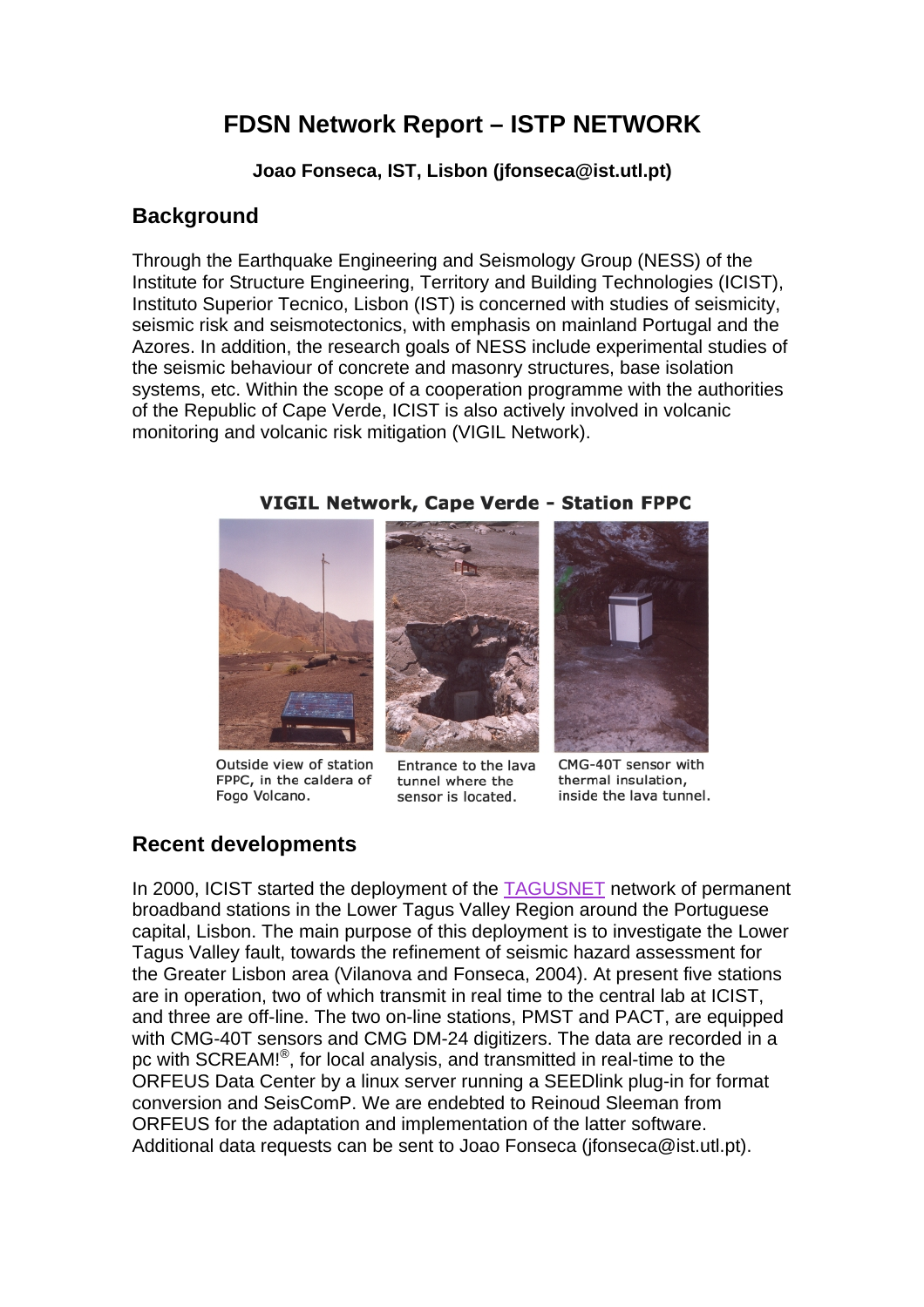# FDSN Network Report – ISTP NETWORK

**Joao Fonseca, IST, Lisbon (jfonseca@ist.utl.pt)**

## Background

Through the Earthquake Engineering and Seismology Group (NESS) of the Institute for Structure Engineering, Territory and Building Technologies (ICIST), Instituto Superior Tecnico, Lisbon (IST) is concerned with studies of seismicity, seismic risk and seismotectonics, with emphasis on mainland Portugal and the Azores. In addition, the research goals of NESS include experimental studies of the seismic behaviour of concrete and masonry structures, base isolation systems, etc. Within the scope of a cooperation programme with the authorities of the Republic of Cape Verde, ICIST is also actively involved in volcanic monitoring and volcanic risk mitigation (VIGIL Network).

**VIGIL Network, Cape Verde - Station FPPC**

Outside view of station FPPC, in the caldera of Fogo Volcano.

Entrance to the lava tunnel where the sensor is located.

CMG-40T sensor with thermal insulation, inside the lava tunnel.

## Recent developments

In 2000, ICIST started the deployment of the TAGUSNET network of permanent broadband stations in the Lower Tagus Valley Region around the Portuguese capital, Lisbon. The main purpose of this deployment is to investigate the Lower Tagus Valley fault, towards the refinement of seismic hazard assessment for the Greater Lisbon area (Vilanova and Fonseca, 2004). At present five stations are in operation, two of which transmit in real time to the central lab at ICIST, and three are off-line. The two on-line stations, PMST and PACT, are equipped with CMG-40T sensors and CMG DM-24 digitizers. The data are recorded in a pc with SCREAM!®, for local analysis, and transmitted in real-time to the ORFEUS Data Center by a linux server running a SEEDlink plug-in for format conversion and SeisComP. We are endebted to Reinoud Sleeman from ORFEUS for the adaptation and implementation of the latter software. Additional data requests can be sent to Joao Fonseca (jfonseca@ist.utl.pt).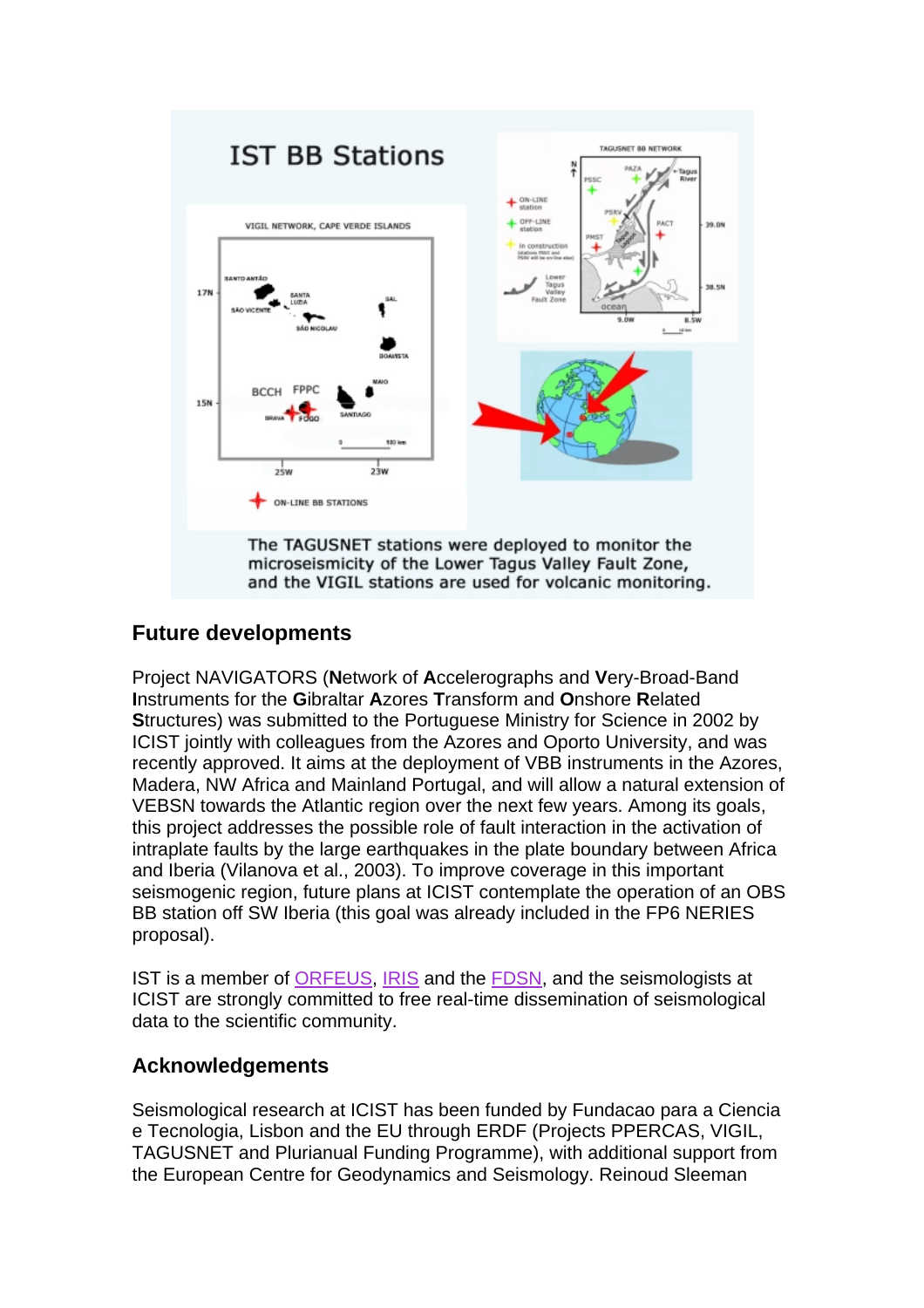## IST BB Stations

VIGIL NETWORK, CAPE VERDE ISLANDS

ON-LINE BB STATIONS

TAGUSNET BB NETWORK

The TAGUSNET stations were deployed to monitor the microseismicity of the Lower Tagus Valley Fault Zone, and the VIGIL stations are used for volcanic monitoring.

### Future developments

Project NAVIGATORS (**N**etwork of **A**ccelerographs and **V**ery-Broad-Band **I**nstruments for the **G**ibraltar **A**zores **T**ransform and **O**nshore **R**elated **S**tructures) was submitted to the Portuguese Ministry for Science in 2002 by ICIST jointly with colleagues from the Azores and Oporto University, and was recently approved. It aims at the deployment of VBB instruments in the Azores, Madera, NW Africa and Mainland Portugal, and will allow a natural extension of VEBSN towards the Atlantic region over the next few years. Among its goals, this project addresses the possible role of fault interaction in the activation of intraplate faults by the large earthquakes in the plate boundary between Africa and Iberia (Vilanova et al., 2003). To improve coverage in this important seismogenic region, future plans at ICIST contemplate the operation of an OBS BB station off SW Iberia (this goal was already included in the FP6 NERIES proposal).

IST is a member of ORFEUS, IRIS and the FDSN, and the seismologists at ICIST are strongly committed to free real-time dissemination of seismological data to the scientific community.

### Acknowledgements

Seismological research at ICIST has been funded by Fundacao para a Ciencia e Tecnologia, Lisbon and the EU through ERDF (Projects PPERCAS, VIGIL, TAGUSNET and Plurianual Funding Programme), with additional support from the European Centre for Geodynamics and Seismology. Reinoud Sleeman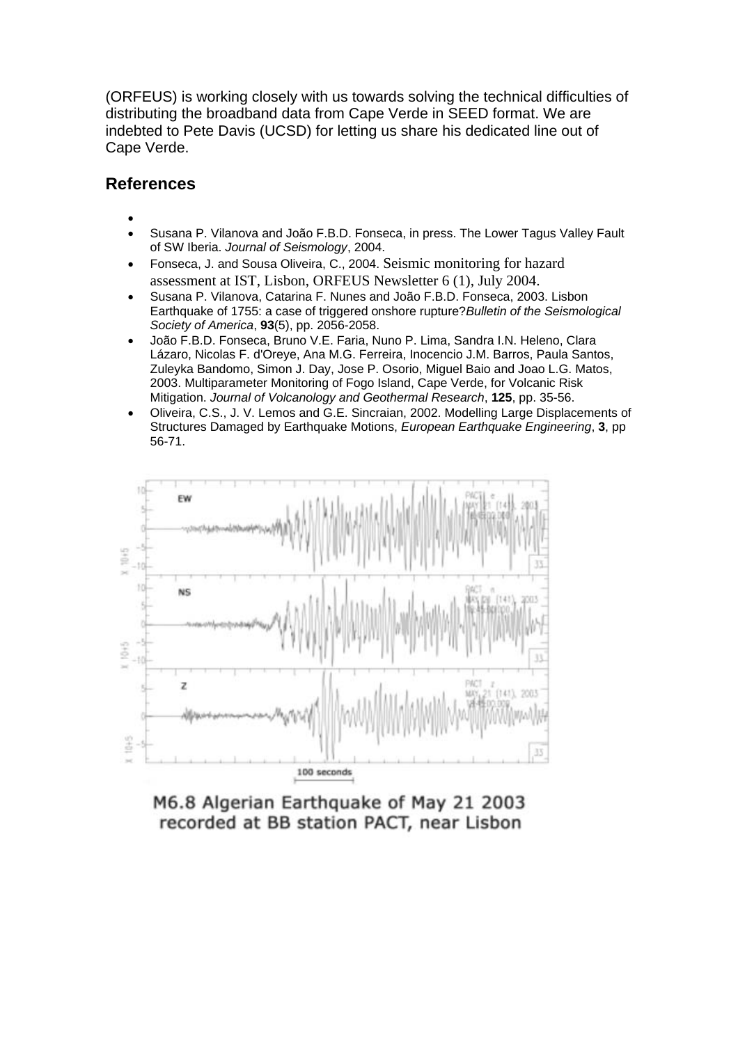(ORFEUS) is working closely with us towards solving the technical difficulties of distributing the broadband data from Cape Verde in SEED format. We are indebted to Pete Davis (UCSD) for letting us share his dedicated line out of Cape Verde.

## References

- Susana P. Vilanova and João F.B.D. Fonseca, in press. The Lower Tagus Valley Fault of SW Iberia. *Journal of Seismology*, 2004.
- Fonseca, J. and Sousa Oliveira, C., 2004. Seismic monitoring for hazard assessment at IST, Lisbon, ORFEUS Newsletter 6 (1), July 2004.
- Susana P. Vilanova, Catarina F. Nunes and João F.B.D. Fonseca, 2003. Lisbon Earthquake of 1755: a case of triggered onshore rupture?*Bulletin of the Seismological Society of America*, **93**(5), pp. 2056-2058.
- João F.B.D. Fonseca, Bruno V.E. Faria, Nuno P. Lima, Sandra I.N. Heleno, Clara Lázaro, Nicolas F. d'Oreye, Ana M.G. Ferreira, Inocencio J.M. Barros, Paula Santos, Zuleyka Bandomo, Simon J. Day, Jose P. Osorio, Miguel Baio and Joao L.G. Matos, 2003. Multiparameter Monitoring of Fogo Island, Cape Verde, for Volcanic Risk Mitigation. *Journal of Volcanology and Geothermal Research*, **125**, pp. 35-56.
- Oliveira, C.S., J. V. Lemos and G.E. Sincraian, 2002. Modelling Large Displacements of Structures Damaged by Earthquake Motions, *European Earthquake Engineering*, **3**, pp 56-71.

EW

NS

Z

100 seconds

M6.8 Algerian Earthquake of May 21 2003 recorded at BB station PACT, near Lisbon